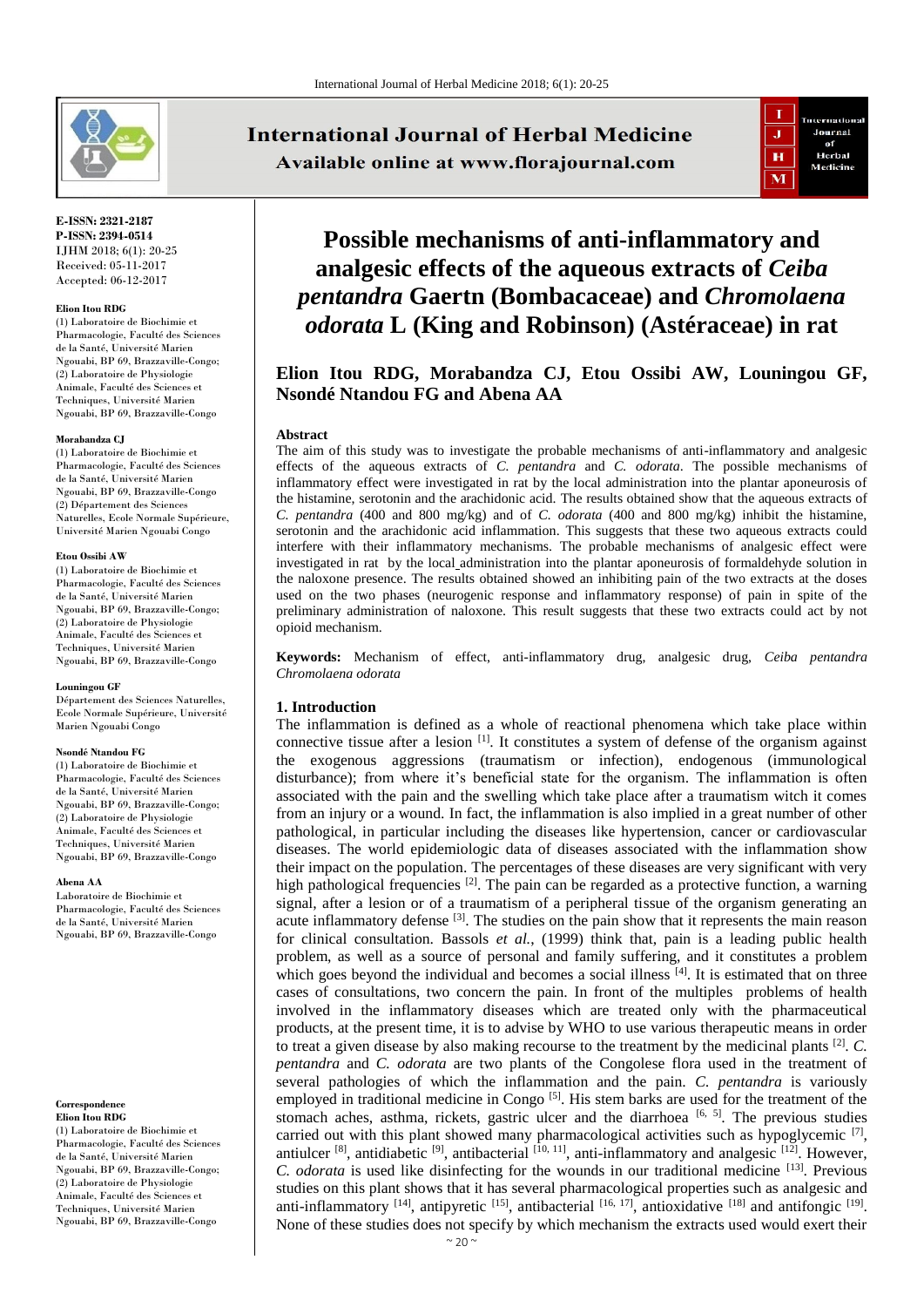# Possible mechanisms of anti-inflammatory and analgesic effects of the aqueous extracts of *Ceiba pentandra* Gaertn (Bombacaceae) and *Chromolaena odorata* L (King and Robinson) (Astéraceae) in rat

**Elion Itou RDG, Morabandza CJ, Etou Ossibi AW, Louningou GF, Nsondé Ntandou FG and Abena AA**

**E-ISSN:** 2321-2187
**P-ISSN:** 2394-0514
IJHM 2018; 6(1): 20-25
Received: 05-11-2017
Accepted: 06-12-2017

**Elion Itou RDG**
(1) Laboratoire de Biochimie et Pharmacologie, Faculté des Sciences de la Santé, Université Marien Ngouabi, BP 69, Brazzaville-Congo; (2) Laboratoire de Physiologie Animale, Faculté des Sciences et Techniques, Université Marien Ngouabi, BP 69, Brazzaville-Congo

**Morabandza CJ**
(1) Laboratoire de Biochimie et Pharmacologie, Faculté des Sciences de la Santé, Université Marien Ngouabi, BP 69, Brazzaville-Congo (2) Département des Sciences Naturelles, Ecole Normale Supérieure, Université Marien Ngouabi Congo

**Etou Ossibi AW**
(1) Laboratoire de Biochimie et Pharmacologie, Faculté des Sciences de la Santé, Université Marien Ngouabi, BP 69, Brazzaville-Congo; (2) Laboratoire de Physiologie Animale, Faculté des Sciences et Techniques, Université Marien Ngouabi, BP 69, Brazzaville-Congo

**Louningou GF**
Département des Sciences Naturelles, Ecole Normale Supérieure, Université Marien Ngouabi Congo

**Nsondé Ntandou FG**
(1) Laboratoire de Biochimie et Pharmacologie, Faculté des Sciences de la Santé, Université Marien Ngouabi, BP 69, Brazzaville-Congo; (2) Laboratoire de Physiologie Animale, Faculté des Sciences et Techniques, Université Marien Ngouabi, BP 69, Brazzaville-Congo

**Abena AA**
Laboratoire de Biochimie et Pharmacologie, Faculté des Sciences de la Santé, Université Marien Ngouabi, BP 69, Brazzaville-Congo

**Correspondence**
**Elion Itou RDG**
(1) Laboratoire de Biochimie et Pharmacologie, Faculté des Sciences de la Santé, Université Marien Ngouabi, BP 69, Brazzaville-Congo; (2) Laboratoire de Physiologie Animale, Faculté des Sciences et Techniques, Université Marien Ngouabi, BP 69, Brazzaville-Congo

## Abstract

The aim of this study was to investigate the probable mechanisms of anti-inflammatory and analgesic effects of the aqueous extracts of *C. pentandra* and *C. odorata*. The possible mechanisms of inflammatory effect were investigated in rat by the local administration into the plantar aponeurosis of the histamine, serotonin and the arachidonic acid. The results obtained show that the aqueous extracts of *C. pentandra* (400 and 800 mg/kg) and of *C. odorata* (400 and 800 mg/kg) inhibit the histamine, serotonin and the arachidonic acid inflammation. This suggests that these two aqueous extracts could interfere with their inflammatory mechanisms. The probable mechanisms of analgesic effect were investigated in rat by the local administration into the plantar aponeurosis of formaldehyde solution in the naloxone presence. The results obtained showed an inhibiting pain of the two extracts at the doses used on the two phases (neurogenic response and inflammatory response) of pain in spite of the preliminary administration of naloxone. This result suggests that these two extracts could act by not opioid mechanism.

**Keywords:** Mechanism of effect, anti-inflammatory drug, analgesic drug, *Ceiba pentandra Chromolaena odorata*

## 1. Introduction

The inflammation is defined as a whole of reactional phenomena which take place within connective tissue after a lesion [1]. It constitutes a system of defense of the organism against the exogenous aggressions (traumatism or infection), endogenous (immunological disturbance); from where it's beneficial state for the organism. The inflammation is often associated with the pain and the swelling which take place after a traumatism witch it comes from an injury or a wound. In fact, the inflammation is also implied in a great number of other pathological, in particular including the diseases like hypertension, cancer or cardiovascular diseases. The world epidemiologic data of diseases associated with the inflammation show their impact on the population. The percentages of these diseases are very significant with very high pathological frequencies [2]. The pain can be regarded as a protective function, a warning signal, after a lesion or of a traumatism of a peripheral tissue of the organism generating an acute inflammatory defense [3]. The studies on the pain show that it represents the main reason for clinical consultation. Bassols *et al.*, (1999) think that, pain is a leading public health problem, as well as a source of personal and family suffering, and it constitutes a problem which goes beyond the individual and becomes a social illness [4]. It is estimated that on three cases of consultations, two concern the pain. In front of the multiples problems of health involved in the inflammatory diseases which are treated only with the pharmaceutical products, at the present time, it is to advise by WHO to use various therapeutic means in order to treat a given disease by also making recourse to the treatment by the medicinal plants [2]. *C. pentandra* and *C. odorata* are two plants of the Congolese flora used in the treatment of several pathologies of which the inflammation and the pain. *C. pentandra* is variously employed in traditional medicine in Congo [5]. His stem barks are used for the treatment of the stomach aches, asthma, rickets, gastric ulcer and the diarrhoea [6, 5]. The previous studies carried out with this plant showed many pharmacological activities such as hypoglycemic [7], antiulcer [8], antidiabetic [9], antibacterial [10, 11], anti-inflammatory and analgesic [12]. However, *C. odorata* is used like disinfecting for the wounds in our traditional medicine [13]. Previous studies on this plant shows that it has several pharmacological properties such as analgesic and anti-inflammatory [14], antipyretic [15], antibacterial [16, 17], antioxidative [18] and antifongic [19]. None of these studies does not specify by which mechanism the extracts used would exert their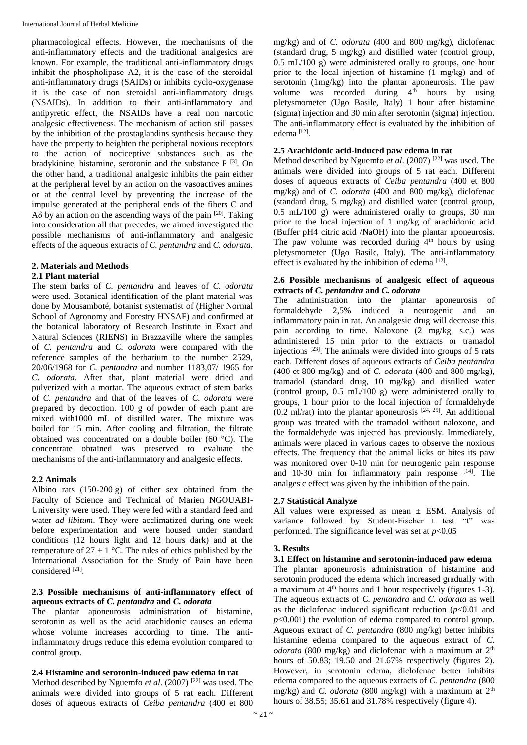pharmacological effects. However, the mechanisms of the anti-inflammatory effects and the traditional analgesics are known. For example, the traditional anti-inflammatory drugs inhibit the phospholipase A2, it is the case of the steroidal anti-inflammatory drugs (SAIDs) or inhibits cyclo-oxygenase it is the case of non steroidal anti-inflammatory drugs (NSAIDs). In addition to their anti-inflammatory and antipyretic effect, the NSAIDs have a real non narcotic analgesic effectiveness. The mechanism of action still passes by the inhibition of the prostaglandins synthesis because they have the property to heighten the peripheral noxious receptors to the action of nociceptive substances such as the bradykinine, histamine, serotonin and the substance P [3]. On the other hand, a traditional analgesic inhibits the pain either at the peripheral level by an action on the vasoactives amines or at the central level by preventing the increase of the impulse generated at the peripheral ends of the fibers C and Aδ by an action on the ascending ways of the pain [20]. Taking into consideration all that precedes, we aimed investigated the possible mechanisms of anti-inflammatory and analgesic effects of the aqueous extracts of *C. pentandra* and *C. odorata*.

## 2. Materials and Methods

### 2.1 Plant material

The stem barks of *C. pentandra* and leaves of *C. odorata* were used. Botanical identification of the plant material was done by Mousamboté, botanist systematist of (Higher Normal School of Agronomy and Forestry HNSAF) and confirmed at the botanical laboratory of Research Institute in Exact and Natural Sciences (RIENS) in Brazzaville where the samples of *C. pentandra* and *C. odorata* were compared with the reference samples of the herbarium to the number 2529, 20/06/1968 for *C. pentandra* and number 1183,07/ 1965 for *C. odorata*. After that, plant material were dried and pulverized with a mortar. The aqueous extract of stem barks of *C. pentandra* and that of the leaves of *C. odorata* were prepared by decoction. 100 g of powder of each plant are mixed with1000 mL of distilled water. The mixture was boiled for 15 min. After cooling and filtration, the filtrate obtained was concentrated on a double boiler (60 °C). The concentrate obtained was preserved to evaluate the mechanisms of the anti-inflammatory and analgesic effects.

### 2.2 Animals

Albino rats (150-200 g) of either sex obtained from the Faculty of Science and Technical of Marien NGOUABI-University were used. They were fed with a standard feed and water *ad libitum*. They were acclimatized during one week before experimentation and were housed under standard conditions (12 hours light and 12 hours dark) and at the temperature of 27 ± 1 °C. The rules of ethics published by the International Association for the Study of Pain have been considered [21].

### 2.3 Possible mechanisms of anti-inflammatory effect of aqueous extracts of *C. pentandra* and *C. odorata*

The plantar aponeurosis administration of histamine, serotonin as well as the acid arachidonic causes an edema whose volume increases according to time. The anti-inflammatory drugs reduce this edema evolution compared to control group.

### 2.4 Histamine and serotonin-induced paw edema in rat

Method described by Nguemfo *et al*. (2007) [22] was used. The animals were divided into groups of 5 rat each. Different doses of aqueous extracts of *Ceiba pentandra* (400 et 800 mg/kg) and of *C. odorata* (400 and 800 mg/kg), diclofenac (standard drug, 5 mg/kg) and distilled water (control group, 0.5 mL/100 g) were administered orally to groups, one hour prior to the local injection of histamine (1 mg/kg) and of serotonin (1mg/kg) into the plantar aponeurosis. The paw volume was recorded during 4th hours by using pletysmometer (Ugo Basile, Italy) 1 hour after histamine (sigma) injection and 30 min after serotonin (sigma) injection. The anti-inflammatory effect is evaluated by the inhibition of edema [12].

### 2.5 Arachidonic acid-induced paw edema in rat

Method described by Nguemfo *et al*. (2007) [22] was used. The animals were divided into groups of 5 rat each. Different doses of aqueous extracts of *Ceiba pentandra* (400 et 800 mg/kg) and of *C. odorata* (400 and 800 mg/kg), diclofenac (standard drug, 5 mg/kg) and distilled water (control group, 0.5 mL/100 g) were administered orally to groups, 30 mn prior to the local injection of 1 mg/kg of arachidonic acid (Buffer pH4 citric acid /NaOH) into the plantar aponeurosis. The paw volume was recorded during 4th hours by using pletysmometer (Ugo Basile, Italy). The anti-inflammatory effect is evaluated by the inhibition of edema [12].

### 2.6 Possible mechanisms of analgesic effect of aqueous extracts of *C. pentandra* and *C. odorata*

The administration into the plantar aponeurosis of formaldehyde 2,5% induced a neurogenic and an inflammatory pain in rat. An analgesic drug will decrease this pain according to time. Naloxone (2 mg/kg, s.c.) was administered 15 min prior to the extracts or tramadol injections [23]. The animals were divided into groups of 5 rats each. Different doses of aqueous extracts of *Ceiba pentandra* (400 et 800 mg/kg) and of *C. odorata* (400 and 800 mg/kg), tramadol (standard drug, 10 mg/kg) and distilled water (control group, 0.5 mL/100 g) were administered orally to groups, 1 hour prior to the local injection of formaldehyde (0.2 ml/rat) into the plantar aponeurosis [24, 25]. An additional group was treated with the tramadol without naloxone, and the formaldehyde was injected has previously. Immediately, animals were placed in various cages to observe the noxious effects. The frequency that the animal licks or bites its paw was monitored over 0-10 min for neurogenic pain response and 10-30 min for inflammatory pain response [14]. The analgesic effect was given by the inhibition of the pain.

### 2.7 Statistical Analyze

All values were expressed as mean ± ESM. Analysis of variance followed by Student-Fischer t test "t" was performed. The significance level was set at $p<0.05$

## 3. Results

### 3.1 Effect on histamine and serotonin-induced paw edema

The plantar aponeurosis administration of histamine and serotonin produced the edema which increased gradually with a maximum at 4th hours and 1 hour respectively (figures 1-3). The aqueous extracts of *C. pentandra* and *C. odorata* as well as the diclofenac induced significant reduction ($p<0.01$ and $p<0.001$) the evolution of edema compared to control group. Aqueous extract of *C. pentandra* (800 mg/kg) better inhibits histamine edema compared to the aqueous extract of *C. odorata* (800 mg/kg) and diclofenac with a maximum at 2th hours of 50.83; 19.50 and 21.67% respectively (figures 2). However, in serotonin edema, diclofenac better inhibits edema compared to the aqueous extracts of *C. pentandra* (800 mg/kg) and *C. odorata* (800 mg/kg) with a maximum at 2th hours of 38.55; 35.61 and 31.78% respectively (figure 4).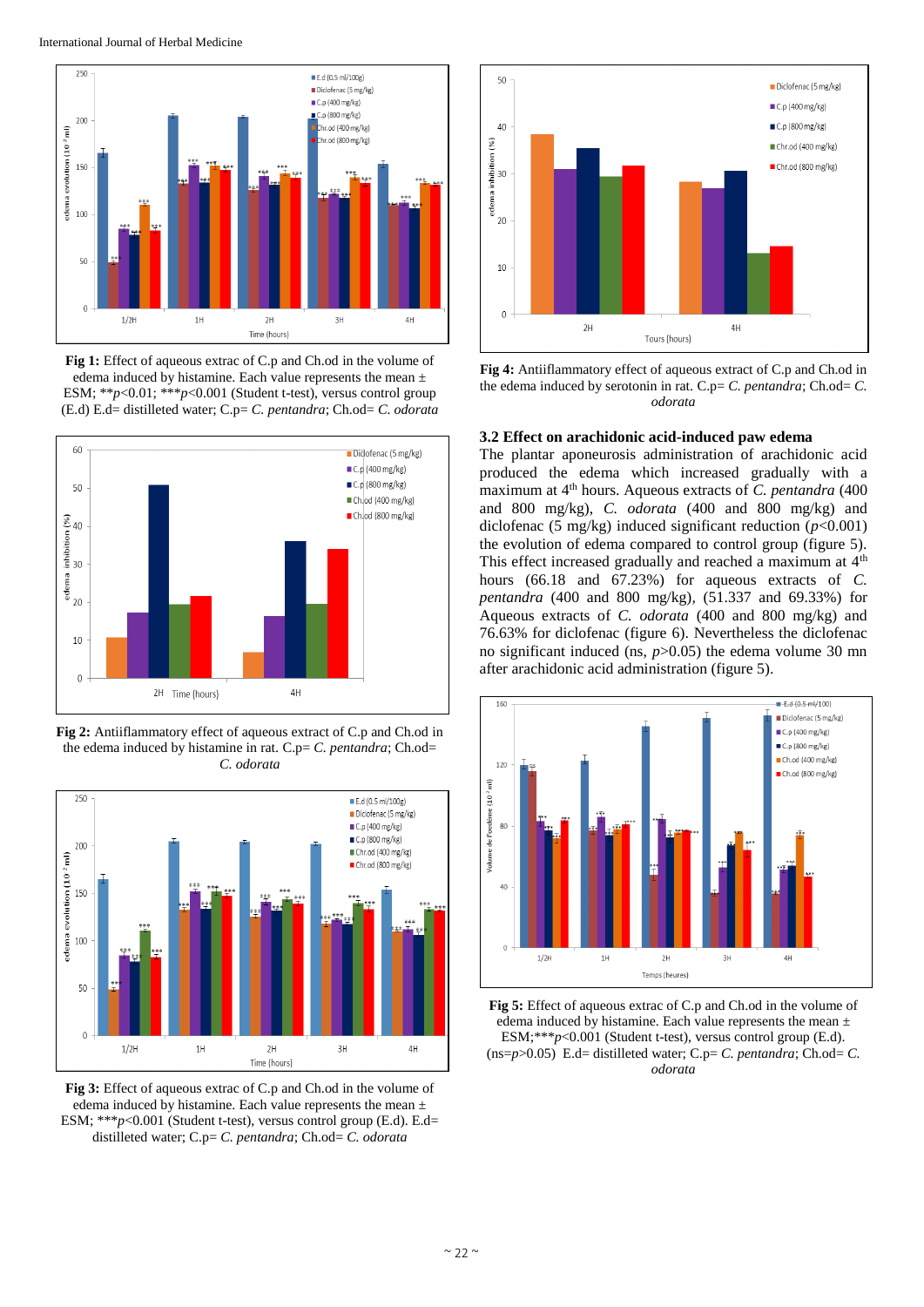**Fig 1:** Effect of aqueous extrac of C.p and Ch.od in the volume of edema induced by histamine. Each value represents the mean ± ESM; ** $p<0.01$; *** $p<0.001$ (Student t-test), versus control group (E.d) E.d= distilleted water; C.p= *C. pentandra*; Ch.od= *C. odorata*

**Fig 2:** Antiiflammatory effect of aqueous extract of C.p and Ch.od in the edema induced by histamine in rat. C.p= *C. pentandra*; Ch.od= *C. odorata*

**Fig 3:** Effect of aqueous extrac of C.p and Ch.od in the volume of edema induced by histamine. Each value represents the mean ± ESM; *** $p<0.001$ (Student t-test), versus control group (E.d). E.d= distilleted water; C.p= *C. pentandra*; Ch.od= *C. odorata*

**Fig 4:** Antiiflammatory effect of aqueous extract of C.p and Ch.od in the edema induced by serotonin in rat. C.p= *C. pentandra*; Ch.od= *C. odorata*

### 3.2 Effect on arachidonic acid-induced paw edema

The plantar aponeurosis administration of arachidonic acid produced the edema which increased gradually with a maximum at 4th hours. Aqueous extracts of *C. pentandra* (400 and 800 mg/kg), *C. odorata* (400 and 800 mg/kg) and diclofenac (5 mg/kg) induced significant reduction ($p<0.001$) the evolution of edema compared to control group (figure 5). This effect increased gradually and reached a maximum at 4th hours (66.18 and 67.23%) for aqueous extracts of *C. pentandra* (400 and 800 mg/kg), (51.337 and 69.33%) for Aqueous extracts of *C. odorata* (400 and 800 mg/kg) and 76.63% for diclofenac (figure 6). Nevertheless the diclofenac no significant induced (ns, $p>0.05$) the edema volume 30 mn after arachidonic acid administration (figure 5).

**Fig 5:** Effect of aqueous extrac of C.p and Ch.od in the volume of edema induced by histamine. Each value represents the mean ± ESM; *** $p<0.001$ (Student t-test), versus control group (E.d). (ns= $p>0.05$) E.d= distilleted water; C.p= *C. pentandra*; Ch.od= *C. odorata*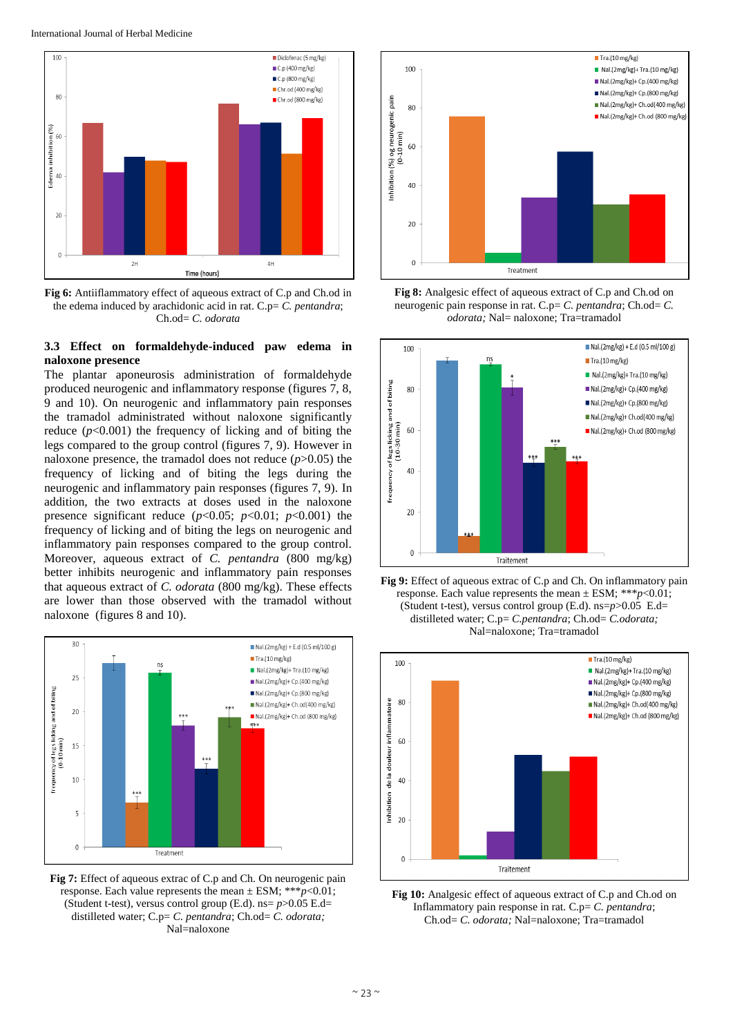Fig 6: Antiinflammatory effect of aqueous extract of C.p and Ch.od in the edema induced by arachidonic acid in rat. C.p= *C. pentandra*; Ch.od= *C. odorata*

### 3.3 Effect on formaldehyde-induced paw edema in naloxone presence

The plantar aponeurosis administration of formaldehyde produced neurogenic and inflammatory response (figures 7, 8, 9 and 10). On neurogenic and inflammatory pain responses the tramadol administrated without naloxone significantly reduce ($p<0.001$) the frequency of licking and of biting the legs compared to the group control (figures 7, 9). However in naloxone presence, the tramadol does not reduce ($p>0.05$) the frequency of licking and of biting the legs during the neurogenic and inflammatory pain responses (figures 7, 9). In addition, the two extracts at doses used in the naloxone presence significant reduce ($p<0.05$; $p<0.01$; $p<0.001$) the frequency of licking and of biting the legs on neurogenic and inflammatory pain responses to the group control. Moreover, aqueous extract of *C. pentandra* (800 mg/kg) better inhibits neurogenic and inflammatory pain responses that aqueous extract of *C. odorata* (800 mg/kg). These effects are lower than those observed with the tramadol without naloxone (figures 8 and 10).

Fig 7: Effect of aqueous extrac of C.p and Ch. On neurogenic pain response. Each value represents the mean ± ESM; ***$p<0.01$; (Student t-test), versus control group (E.d). ns= $p>0.05$ E.d= distilled water; C.p= *C. pentandra*; Ch.od= *C. odorata;* Nal=naloxone

Fig 8: Analgesic effect of aqueous extract of C.p and Ch.od on neurogenic pain response in rat. C.p= *C. pentandra*; Ch.od= *C. odorata;* Nal= naloxone; Tra=tramadol

Fig 9: Effect of aqueous extrac of C.p and Ch. On inflammatory pain response. Each value represents the mean ± ESM; ***$p<0.01$; (Student t-test), versus control group (E.d). ns=$p>0.05$ E.d= distilled water; C.p= *C.pentandra*; Ch.od= *C.odorata;* Nal=naloxone; Tra=tramadol

Fig 10: Analgesic effect of aqueous extract of C.p and Ch.od on Inflammatory pain response in rat. C.p= *C. pentandra*; Ch.od= *C. odorata;* Nal=naloxone; Tra=tramadol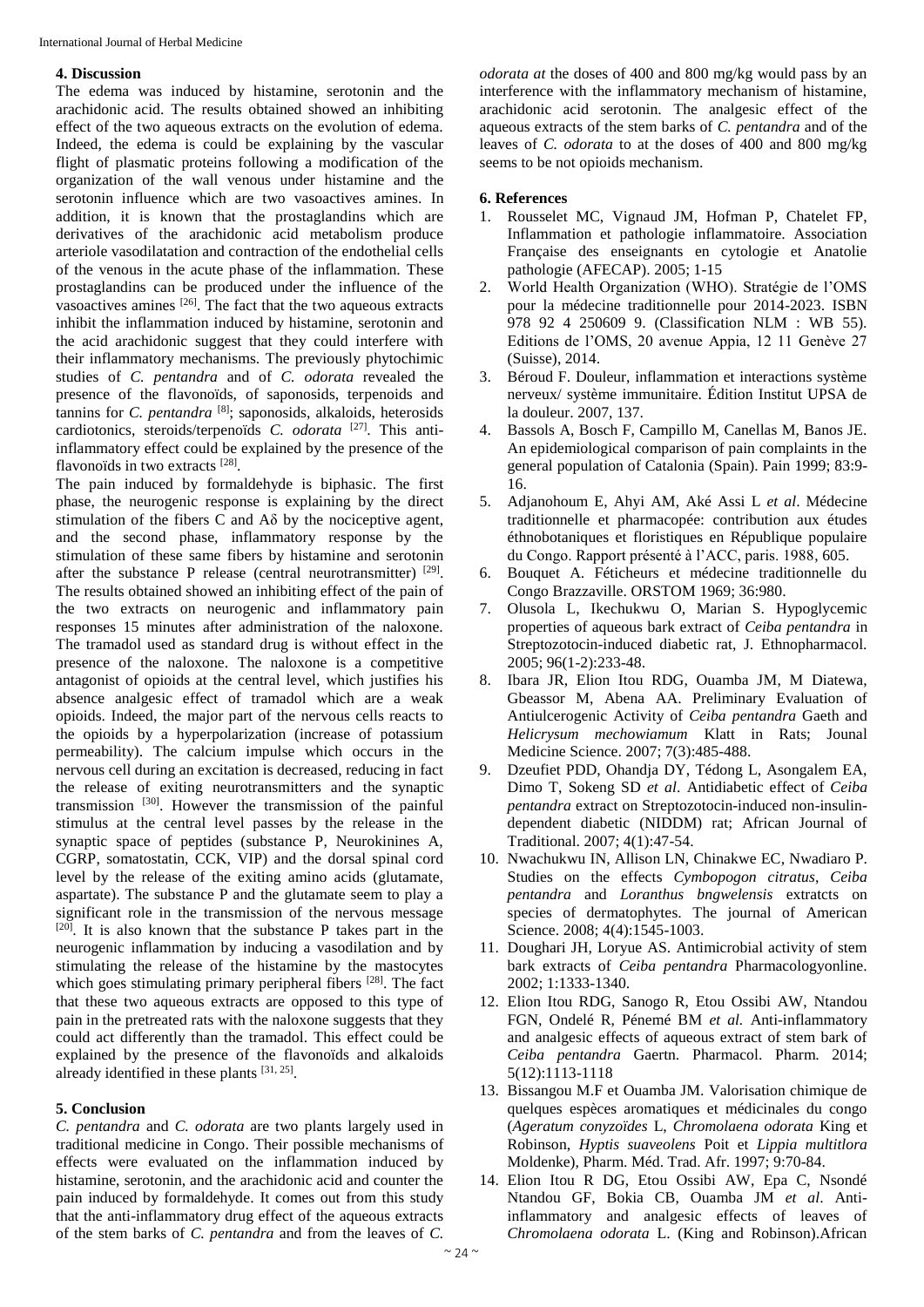## 4. Discussion

The edema was induced by histamine, serotonin and the arachidonic acid. The results obtained showed an inhibiting effect of the two aqueous extracts on the evolution of edema. Indeed, the edema is could be explaining by the vascular flight of plasmatic proteins following a modification of the organization of the wall venous under histamine and the serotonin influence which are two vasoactives amines. In addition, it is known that the prostaglandins which are derivatives of the arachidonic acid metabolism produce arteriole vasodilatation and contraction of the endothelial cells of the venous in the acute phase of the inflammation. These prostaglandins can be produced under the influence of the vasoactives amines [26]. The fact that the two aqueous extracts inhibit the inflammation induced by histamine, serotonin and the acid arachidonic suggest that they could interfere with their inflammatory mechanisms. The previously phytochimic studies of *C. pentandra* and of *C. odorata* revealed the presence of the flavonoïds, of saponosids, terpenoids and tannins for *C. pentandra* [8]; saponosids, alkaloids, heterosids cardiotonics, steroids/terpenoïds *C. odorata* [27]. This anti-inflammatory effect could be explained by the presence of the flavonoïds in two extracts [28].

The pain induced by formaldehyde is biphasic. The first phase, the neurogenic response is explaining by the direct stimulation of the fibers C and Aδ by the nociceptive agent, and the second phase, inflammatory response by the stimulation of these same fibers by histamine and serotonin after the substance P release (central neurotransmitter) [29]. The results obtained showed an inhibiting effect of the pain of the two extracts on neurogenic and inflammatory pain responses 15 minutes after administration of the naloxone. The tramadol used as standard drug is without effect in the presence of the naloxone. The naloxone is a competitive antagonist of opioids at the central level, which justifies his absence analgesic effect of tramadol which are a weak opioids. Indeed, the major part of the nervous cells reacts to the opioids by a hyperpolarization (increase of potassium permeability). The calcium impulse which occurs in the nervous cell during an excitation is decreased, reducing in fact the release of exiting neurotransmitters and the synaptic transmission [30]. However the transmission of the painful stimulus at the central level passes by the release in the synaptic space of peptides (substance P, Neurokinines A, CGRP, somatostatin, CCK, VIP) and the dorsal spinal cord level by the release of the exiting amino acids (glutamate, aspartate). The substance P and the glutamate seem to play a significant role in the transmission of the nervous message [20]. It is also known that the substance P takes part in the neurogenic inflammation by inducing a vasodilation and by stimulating the release of the histamine by the mastocytes which goes stimulating primary peripheral fibers [28]. The fact that these two aqueous extracts are opposed to this type of pain in the pretreated rats with the naloxone suggests that they could act differently than the tramadol. This effect could be explained by the presence of the flavonoïds and alkaloids already identified in these plants [31, 25].

## 5. Conclusion

*C. pentandra* and *C. odorata* are two plants largely used in traditional medicine in Congo. Their possible mechanisms of effects were evaluated on the inflammation induced by histamine, serotonin, and the arachidonic acid and counter the pain induced by formaldehyde. It comes out from this study that the anti-inflammatory drug effect of the aqueous extracts of the stem barks of *C. pentandra* and from the leaves of *C. odorata at* the doses of 400 and 800 mg/kg would pass by an interference with the inflammatory mechanism of histamine, arachidonic acid serotonin. The analgesic effect of the aqueous extracts of the stem barks of *C. pentandra* and of the leaves of *C. odorata* to at the doses of 400 and 800 mg/kg seems to be not opioids mechanism.

## 6. References

1. Rousselet MC, Vignaud JM, Hofman P, Chatelet FP, Inflammation et pathologie inflammatoire. Association Française des enseignants en cytologie et Anatolie pathologie (AFECAP). 2005; 1-15
2. World Health Organization (WHO). Stratégie de l'OMS pour la médecine traditionnelle pour 2014-2023. ISBN 978 92 4 250609 9. (Classification NLM : WB 55). Editions de l'OMS, 20 avenue Appia, 12 11 Genève 27 (Suisse), 2014.
3. Béroud F. Douleur, inflammation et interactions système nerveux/ système immunitaire. Édition Institut UPSA de la douleur. 2007, 137.
4. Bassols A, Bosch F, Campillo M, Canellas M, Banos JE. An epidemiological comparison of pain complaints in the general population of Catalonia (Spain). Pain 1999; 83:9-16.
5. Adjanohoum E, Ahyi AM, Aké Assi L *et al*. Médecine traditionnelle et pharmacopée: contribution aux études éthnobotaniques et floristiques en République populaire du Congo. Rapport présenté à l'ACC, paris. 1988, 605.
6. Bouquet A. Féticheurs et médecine traditionnelle du Congo Brazzaville. ORSTOM 1969; 36:980.
7. Olusola L, Ikechukwu O, Marian S. Hypoglycemic properties of aqueous bark extract of *Ceiba pentandra* in Streptozotocin-induced diabetic rat, J. Ethnopharmacol. 2005; 96(1-2):233-48.
8. Ibara JR, Elion Itou RDG, Ouamba JM, M Diatewa, Gbeassor M, Abena AA. Preliminary Evaluation of Antiulcerogenic Activity of *Ceiba pentandra* Gaeth and *Helicrysum mechowiamum* Klatt in Rats; Jounal Medicine Science. 2007; 7(3):485-488.
9. Dzeufiet PDD, Ohandja DY, Tédong L, Asongalem EA, Dimo T, Sokeng SD *et al*. Antidiabetic effect of *Ceiba pentandra* extract on Streptozotocin-induced non-insulin-dependent diabetic (NIDDM) rat; African Journal of Traditional. 2007; 4(1):47-54.
10. Nwachukwu IN, Allison LN, Chinakwe EC, Nwadiaro P. Studies on the effects *Cymbopogon citratus*, *Ceiba pentandra* and *Loranthus bngwelensis* extratcts on species of dermatophytes. The journal of American Science. 2008; 4(4):1545-1003.
11. Doughari JH, Loryue AS. Antimicrobial activity of stem bark extracts of *Ceiba pentandra* Pharmacologyonline. 2002; 1:1333-1340.
12. Elion Itou RDG, Sanogo R, Etou Ossibi AW, Ntandou FGN, Ondelé R, Pénemé BM *et al.* Anti-inflammatory and analgesic effects of aqueous extract of stem bark of *Ceiba pentandra* Gaertn. Pharmacol. Pharm. 2014; 5(12):1113-1118
13. Bissangou M.F et Ouamba JM. Valorisation chimique de quelques espèces aromatiques et médicinales du congo (*Ageratum conyzoïdes* L, *Chromolaena odorata* King et Robinson, *Hyptis suaveolens* Poit et *Lippia multitlora* Moldenke), Pharm. Méd. Trad. Afr. 1997; 9:70-84.
14. Elion Itou R DG, Etou Ossibi AW, Epa C, Nsondé Ntandou GF, Bokia CB, Ouamba JM *et al*. Anti-inflammatory and analgesic effects of leaves of *Chromolaena odorata* L. (King and Robinson).African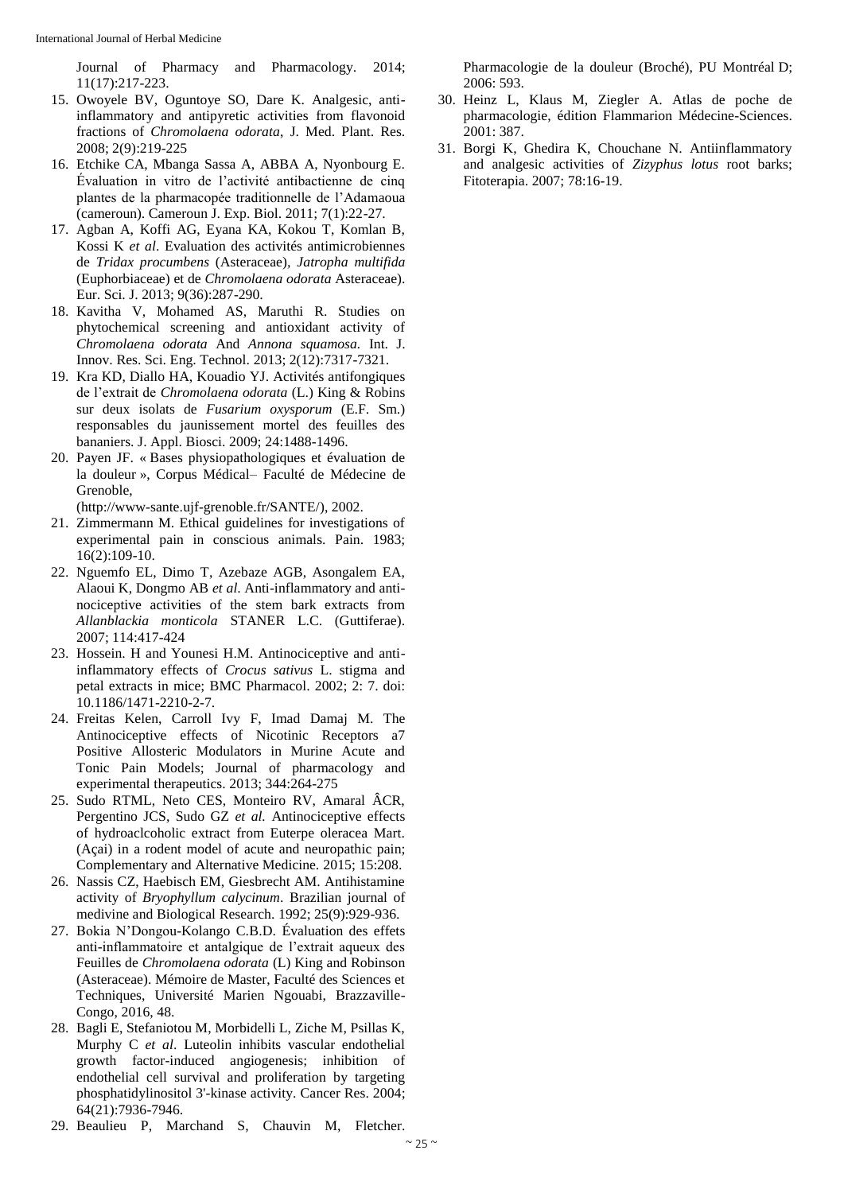Journal of Pharmacy and Pharmacology. 2014; 11(17):217-223.

15. Owoyele BV, Oguntoye SO, Dare K. Analgesic, anti-inflammatory and antipyretic activities from flavonoid fractions of *Chromolaena odorata*, J. Med. Plant. Res. 2008; 2(9):219-225
16. Etchike CA, Mbanga Sassa A, ABBA A, Nyonbourg E. Évaluation in vitro de l'activité antibactienne de cinq plantes de la pharmacopée traditionnelle de l'Adamaoua (cameroun). Cameroun J. Exp. Biol. 2011; 7(1):22-27.
17. Agban A, Koffi AG, Eyana KA, Kokou T, Komlan B, Kossi K *et al*. Evaluation des activités antimicrobiennes de *Tridax procumbens* (Asteraceae), *Jatropha multifida* (Euphorbiaceae) et de *Chromolaena odorata* Asteraceae). Eur. Sci. J. 2013; 9(36):287-290.
18. Kavitha V, Mohamed AS, Maruthi R. Studies on phytochemical screening and antioxidant activity of *Chromolaena odorata* And *Annona squamosa*. Int. J. Innov. Res. Sci. Eng. Technol. 2013; 2(12):7317-7321.
19. Kra KD, Diallo HA, Kouadio YJ. Activités antifongiques de l'extrait de *Chromolaena odorata* (L.) King & Robins sur deux isolats de *Fusarium oxysporum* (E.F. Sm.) responsables du jaunissement mortel des feuilles des bananiers. J. Appl. Biosci. 2009; 24:1488-1496.
20. Payen JF. « Bases physiopathologiques et évaluation de la douleur », Corpus Médical– Faculté de Médecine de Grenoble, (http://www-sante.ujf-grenoble.fr/SANTE/), 2002.
21. Zimmermann M. Ethical guidelines for investigations of experimental pain in conscious animals. Pain. 1983; 16(2):109-10.
22. Nguemfo EL, Dimo T, Azebaze AGB, Asongalem EA, Alaoui K, Dongmo AB *et al*. Anti-inflammatory and anti-nociceptive activities of the stem bark extracts from *Allanblackia monticola* STANER L.C. (Guttiferae). 2007; 114:417-424
23. Hossein. H and Younesi H.M. Antinociceptive and anti-inflammatory effects of *Crocus sativus* L. stigma and petal extracts in mice; BMC Pharmacol. 2002; 2: 7. doi: 10.1186/1471-2210-2-7.
24. Freitas Kelen, Carroll Ivy F, Imad Damaj M. The Antinociceptive effects of Nicotinic Receptors a7 Positive Allosteric Modulators in Murine Acute and Tonic Pain Models; Journal of pharmacology and experimental therapeutics. 2013; 344:264-275
25. Sudo RTML, Neto CES, Monteiro RV, Amaral ÂCR, Pergentino JCS, Sudo GZ *et al.* Antinociceptive effects of hydroaclcoholic extract from Euterpe oleracea Mart. (Açai) in a rodent model of acute and neuropathic pain; Complementary and Alternative Medicine. 2015; 15:208.
26. Nassis CZ, Haebisch EM, Giesbrecht AM. Antihistamine activity of *Bryophyllum calycinum*. Brazilian journal of medivine and Biological Research. 1992; 25(9):929-936.
27. Bokia N'Dongou-Kolango C.B.D. Évaluation des effets anti-inflammatoire et antalgique de l'extrait aqueux des Feuilles de *Chromolaena odorata* (L) King and Robinson (Asteraceae). Mémoire de Master, Faculté des Sciences et Techniques, Université Marien Ngouabi, Brazzaville-Congo, 2016, 48.
28. Bagli E, Stefaniotou M, Morbidelli L, Ziche M, Psillas K, Murphy C *et al*. Luteolin inhibits vascular endothelial growth factor-induced angiogenesis; inhibition of endothelial cell survival and proliferation by targeting phosphatidylinositol 3'-kinase activity. Cancer Res. 2004; 64(21):7936-7946.
29. Beaulieu P, Marchand S, Chauvin M, Fletcher. Pharmacologie de la douleur (Broché), PU Montréal D; 2006: 593.
30. Heinz L, Klaus M, Ziegler A. Atlas de poche de pharmacologie, édition Flammarion Médecine-Sciences. 2001: 387.
31. Borgi K, Ghedira K, Chouchane N. Antiinflammatory and analgesic activities of *Zizyphus lotus* root barks; Fitoterapia. 2007; 78:16-19.